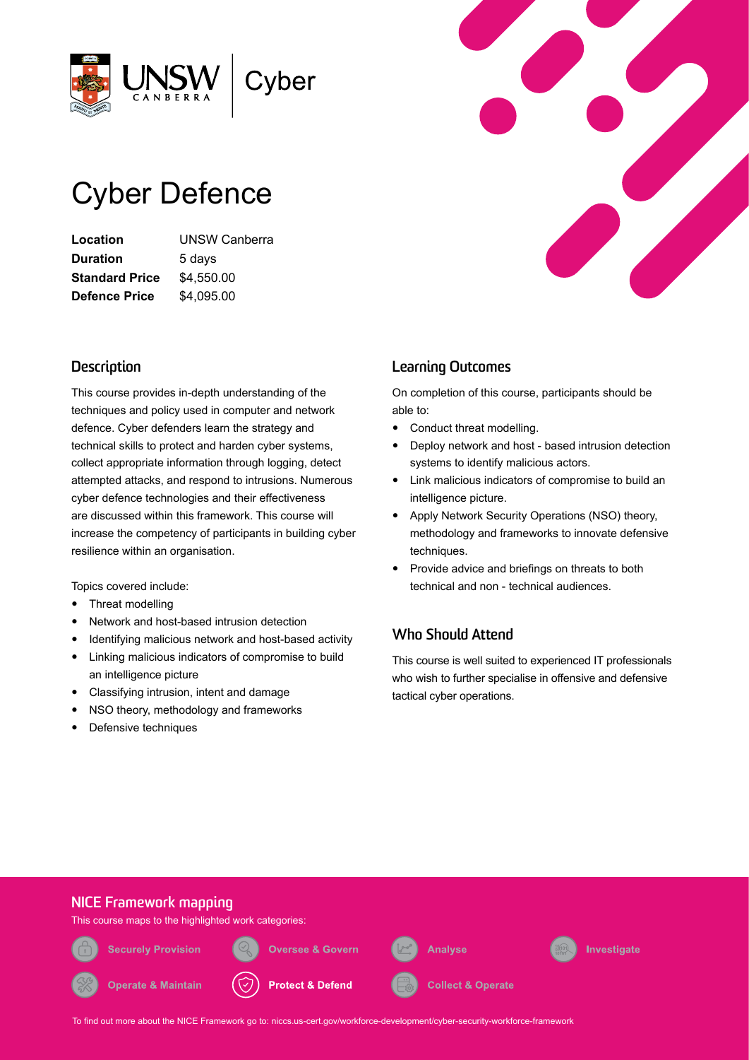UNSW CANBERRA | Cyber

# Cyber Defence

| | |
|---|---|
| **Location** | UNSW Canberra |
| **Duration** | 5 days |
| **Standard Price** | $4,550.00 |
| **Defence Price** | $4,095.00 |

## Description

This course provides in-depth understanding of the techniques and policy used in computer and network defence. Cyber defenders learn the strategy and technical skills to protect and harden cyber systems, collect appropriate information through logging, detect attempted attacks, and respond to intrusions. Numerous cyber defence technologies and their effectiveness are discussed within this framework. This course will increase the competency of participants in building cyber resilience within an organisation.

Topics covered include:

- Threat modelling
- Network and host-based intrusion detection
- Identifying malicious network and host-based activity
- Linking malicious indicators of compromise to build an intelligence picture
- Classifying intrusion, intent and damage
- NSO theory, methodology and frameworks
- Defensive techniques

## Learning Outcomes

On completion of this course, participants should be able to:

- Conduct threat modelling.
- Deploy network and host - based intrusion detection systems to identify malicious actors.
- Link malicious indicators of compromise to build an intelligence picture.
- Apply Network Security Operations (NSO) theory, methodology and frameworks to innovate defensive techniques.
- Provide advice and briefings on threats to both technical and non - technical audiences.

## Who Should Attend

This course is well suited to experienced IT professionals who wish to further specialise in offensive and defensive tactical cyber operations.

## NICE Framework mapping

This course maps to the highlighted work categories:

- Securely Provision
- Oversee & Govern
- Analyse
- Investigate
- Operate & Maintain
- **Protect & Defend**
- Collect & Operate

To find out more about the NICE Framework go to: niccs.us-cert.gov/workforce-development/cyber-security-workforce-framework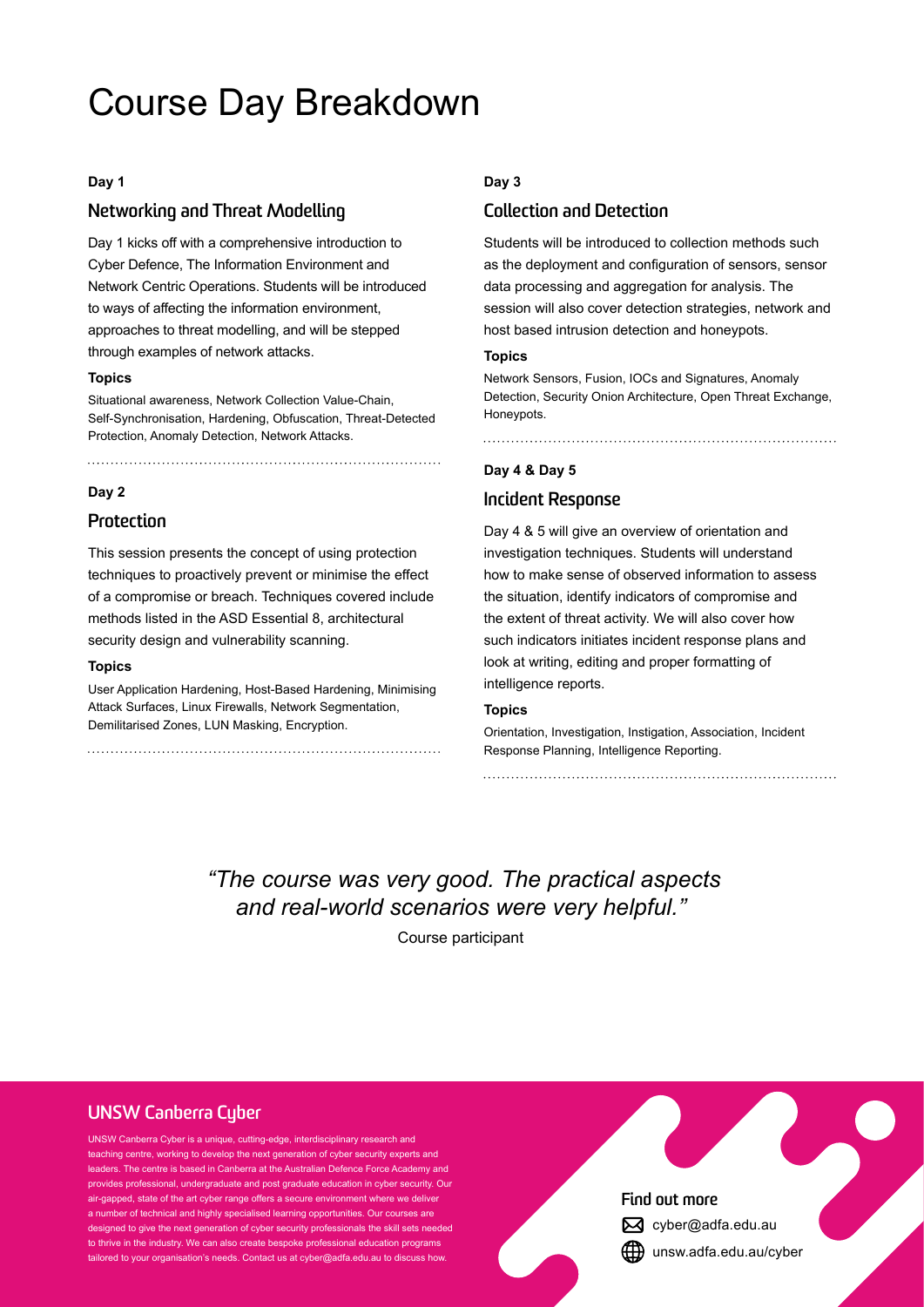# Course Day Breakdown

**Day 1**

## Networking and Threat Modelling

Day 1 kicks off with a comprehensive introduction to Cyber Defence, The Information Environment and Network Centric Operations. Students will be introduced to ways of affecting the information environment, approaches to threat modelling, and will be stepped through examples of network attacks.

**Topics**

Situational awareness, Network Collection Value-Chain, Self-Synchronisation, Hardening, Obfuscation, Threat-Detected Protection, Anomaly Detection, Network Attacks.

**Day 2**

## Protection

This session presents the concept of using protection techniques to proactively prevent or minimise the effect of a compromise or breach. Techniques covered include methods listed in the ASD Essential 8, architectural security design and vulnerability scanning.

**Topics**

User Application Hardening, Host-Based Hardening, Minimising Attack Surfaces, Linux Firewalls, Network Segmentation, Demilitarised Zones, LUN Masking, Encryption.

**Day 3**

## Collection and Detection

Students will be introduced to collection methods such as the deployment and configuration of sensors, sensor data processing and aggregation for analysis. The session will also cover detection strategies, network and host based intrusion detection and honeypots.

**Topics**

Network Sensors, Fusion, IOCs and Signatures, Anomaly Detection, Security Onion Architecture, Open Threat Exchange, Honeypots.

**Day 4 & Day 5**

## Incident Response

Day 4 & 5 will give an overview of orientation and investigation techniques. Students will understand how to make sense of observed information to assess the situation, identify indicators of compromise and the extent of threat activity. We will also cover how such indicators initiates incident response plans and look at writing, editing and proper formatting of intelligence reports.

**Topics**

Orientation, Investigation, Instigation, Association, Incident Response Planning, Intelligence Reporting.

*"The course was very good. The practical aspects and real-world scenarios were very helpful."*

Course participant

## UNSW Canberra Cyber

UNSW Canberra Cyber is a unique, cutting-edge, interdisciplinary research and teaching centre, working to develop the next generation of cyber security experts and leaders. The centre is based in Canberra at the Australian Defence Force Academy and provides professional, undergraduate and post graduate education in cyber security. Our air-gapped, state of the art cyber range offers a secure environment where we deliver a number of technical and highly specialised learning opportunities. Our courses are designed to give the next generation of cyber security professionals the skill sets needed to thrive in the industry. We can also create bespoke professional education programs tailored to your organisation's needs. Contact us at cyber@adfa.edu.au to discuss how.

**Find out more**

cyber@adfa.edu.au

unsw.adfa.edu.au/cyber